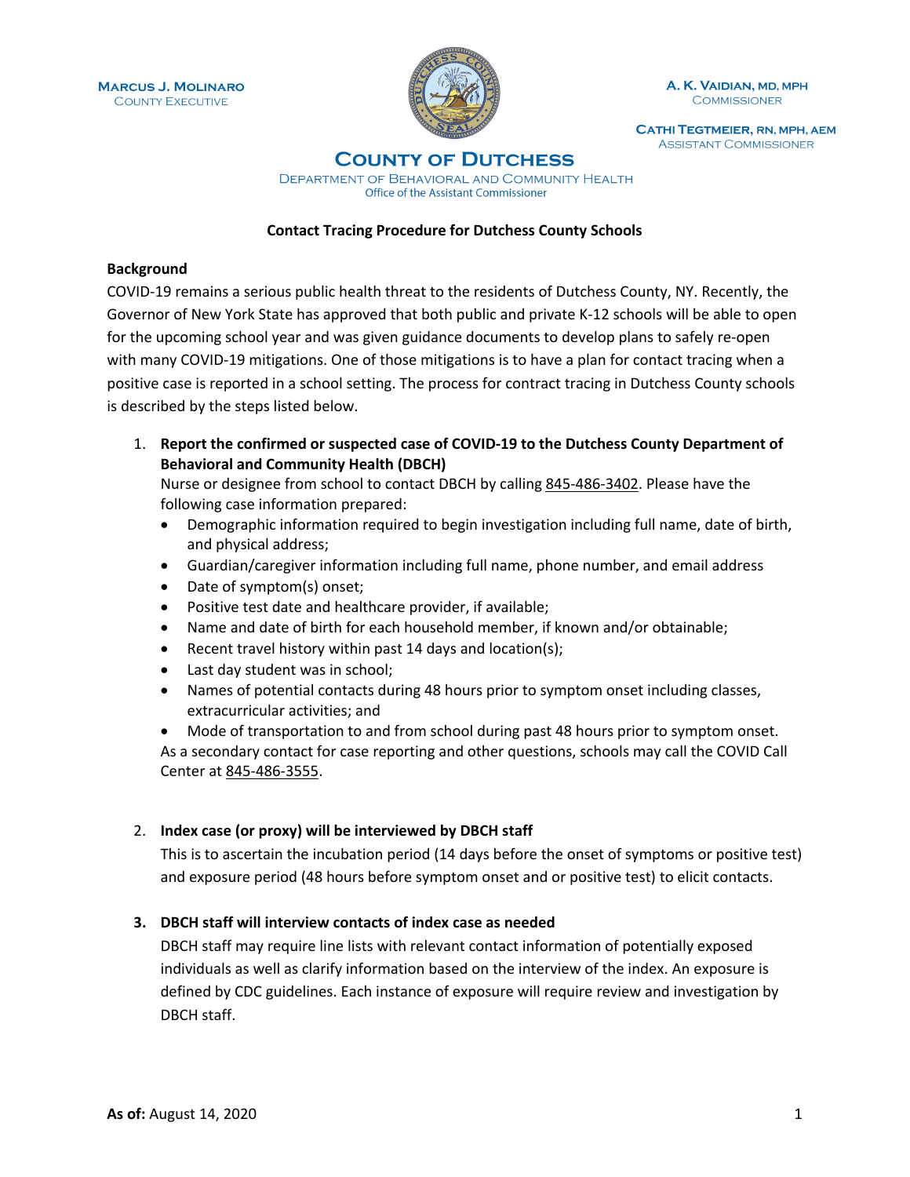MARCUS J. MOLINARO
COUNTY EXECUTIVE

A. K. VAIDIAN, MD, MPH
COMMISSIONER

CATHI TEGTMEIER, RN, MPH, AEM
ASSISTANT COMMISSIONER

# COUNTY OF DUTCHESS

DEPARTMENT OF BEHAVIORAL AND COMMUNITY HEALTH
Office of the Assistant Commissioner

## Contact Tracing Procedure for Dutchess County Schools

**Background**

COVID-19 remains a serious public health threat to the residents of Dutchess County, NY. Recently, the Governor of New York State has approved that both public and private K-12 schools will be able to open for the upcoming school year and was given guidance documents to develop plans to safely re-open with many COVID-19 mitigations. One of those mitigations is to have a plan for contact tracing when a positive case is reported in a school setting. The process for contract tracing in Dutchess County schools is described by the steps listed below.

1. **Report the confirmed or suspected case of COVID-19 to the Dutchess County Department of Behavioral and Community Health (DBCH)**
   Nurse or designee from school to contact DBCH by calling 845-486-3402. Please have the following case information prepared:
   - Demographic information required to begin investigation including full name, date of birth, and physical address;
   - Guardian/caregiver information including full name, phone number, and email address
   - Date of symptom(s) onset;
   - Positive test date and healthcare provider, if available;
   - Name and date of birth for each household member, if known and/or obtainable;
   - Recent travel history within past 14 days and location(s);
   - Last day student was in school;
   - Names of potential contacts during 48 hours prior to symptom onset including classes, extracurricular activities; and
   - Mode of transportation to and from school during past 48 hours prior to symptom onset.

   As a secondary contact for case reporting and other questions, schools may call the COVID Call Center at 845-486-3555.

2. **Index case (or proxy) will be interviewed by DBCH staff**
   This is to ascertain the incubation period (14 days before the onset of symptoms or positive test) and exposure period (48 hours before symptom onset and or positive test) to elicit contacts.

3. **DBCH staff will interview contacts of index case as needed**
   DBCH staff may require line lists with relevant contact information of potentially exposed individuals as well as clarify information based on the interview of the index. An exposure is defined by CDC guidelines. Each instance of exposure will require review and investigation by DBCH staff.

**As of:** August 14, 2020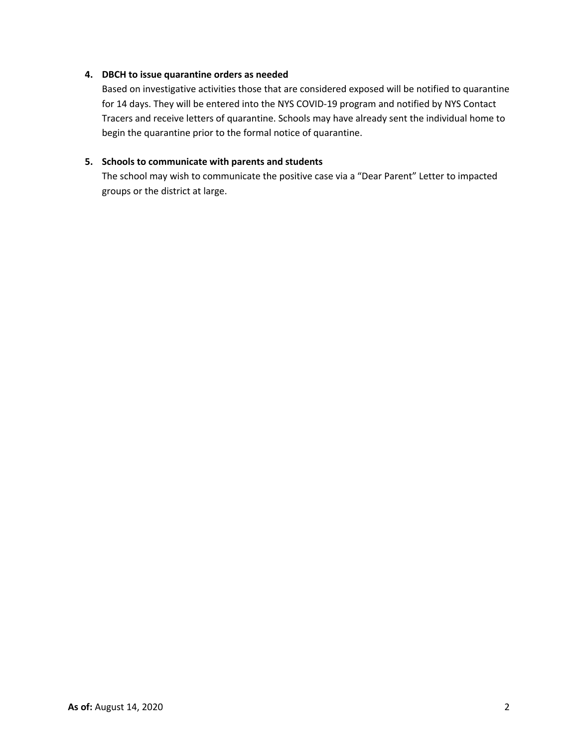4. **DBCH to issue quarantine orders as needed**
   Based on investigative activities those that are considered exposed will be notified to quarantine for 14 days. They will be entered into the NYS COVID-19 program and notified by NYS Contact Tracers and receive letters of quarantine. Schools may have already sent the individual home to begin the quarantine prior to the formal notice of quarantine.

5. **Schools to communicate with parents and students**
   The school may wish to communicate the positive case via a "Dear Parent" Letter to impacted groups or the district at large.

**As of:** August 14, 2020